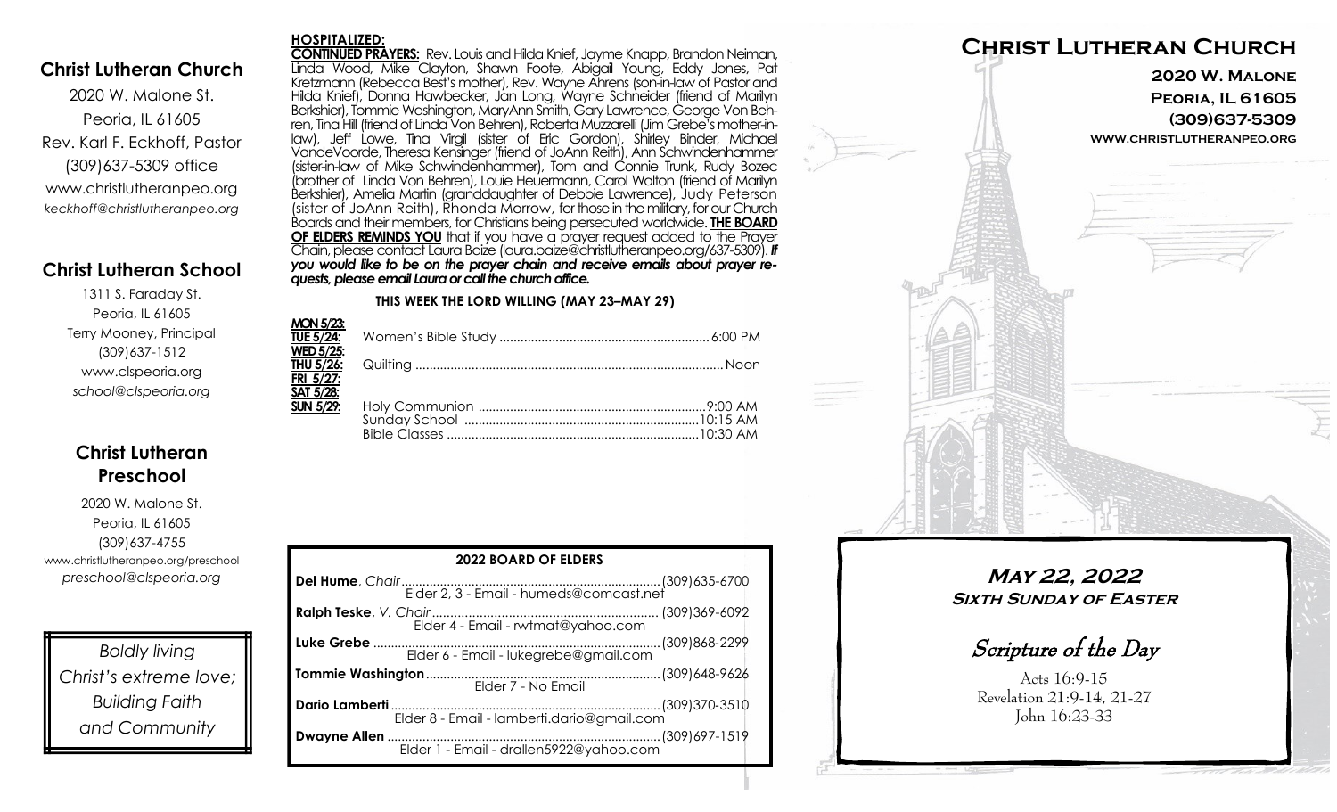## Christ Lutheran Church

2020 W. Malone St.
Peoria, IL 61605
Rev. Karl F. Eckhoff, Pastor
(309)637-5309 office
www.christlutheranpeo.org
*keckhoff@christlutheranpeo.org*

## Christ Lutheran School

1311 S. Faraday St.
Peoria, IL 61605
Terry Mooney, Principal
(309)637-1512
www.clspeoria.org
*school@clspeoria.org*

## Christ Lutheran Preschool

2020 W. Malone St.
Peoria, IL 61605
(309)637-4755
www.christlutheranpeo.org/preschool
*preschool@clspeoria.org*

*Boldly living Christ's extreme love; Building Faith and Community*

**HOSPITALIZED:**

**CONTINUED PRAYERS:** Rev. Louis and Hilda Knief, Jayme Knapp, Brandon Neiman, Linda Wood, Mike Clayton, Shawn Foote, Abigail Young, Eddy Jones, Pat Kretzmann (Rebecca Best's mother), Rev. Wayne Ahrens (son-in-law of Pastor and Hilda Knief), Donna Hawbecker, Jan Long, Wayne Schneider (friend of Marilyn Berkshier), Tommie Washington, MaryAnn Smith, Gary Lawrence, George Von Behren, Tina Hill (friend of Linda Von Behren), Roberta Muzzarelli (Jim Grebe's mother-in-law), Jeff Lowe, Tina Virgil (sister of Eric Gordon), Shirley Binder, Michael VandeVoorde, Theresa Kensinger (friend of JoAnn Reith), Ann Schwindenhammer (sister-in-law of Mike Schwindenhammer), Tom and Connie Trunk, Rudy Bozec (brother of Linda Von Behren), Louie Heuermann, Carol Walton (friend of Marilyn Berkshier), Amelia Martin (granddaughter of Debbie Lawrence), Judy Peterson (sister of JoAnn Reith), Rhonda Morrow, for those in the military, for our Church Boards and their members, for Christians being persecuted worldwide. **THE BOARD OF ELDERS REMINDS YOU** that if you have a prayer request added to the Prayer Chain, please contact Laura Baize (laura.baize@christlutheranpeo.org/637-5309). ***If you would like to be on the prayer chain and receive emails about prayer requests, please email Laura or call the church office.***

**THIS WEEK THE LORD WILLING (MAY 23–MAY 29)**

| | | |
|---|---|---|
| **MON 5/23:** | | |
| **TUE 5/24:** | Women's Bible Study | 6:00 PM |
| **WED 5/25:** | | |
| **THU 5/26:** | Quilting | Noon |
| **FRI 5/27:** | | |
| **SAT 5/28:** | | |
| **SUN 5/29:** | Holy Communion | 9:00 AM |
| | Sunday School | 10:15 AM |
| | Bible Classes | 10:30 AM |

**2022 BOARD OF ELDERS**

| Name | Phone |
|---|---|
| **Del Hume**, *Chair* — Elder 2, 3 - Email - humeds@comcast.net | (309)635-6700 |
| **Ralph Teske**, *V. Chair* — Elder 4 - Email - rwtmat@yahoo.com | (309)369-6092 |
| **Luke Grebe** — Elder 6 - Email - lukegrebe@gmail.com | (309)868-2299 |
| **Tommie Washington** — Elder 7 - No Email | (309)648-9626 |
| **Dario Lamberti** — Elder 8 - Email - lamberti.dario@gmail.com | (309)370-3510 |
| **Dwayne Allen** — Elder 1 - Email - drallen5922@yahoo.com | (309)697-1519 |

# Christ Lutheran Church

**2020 W. Malone**
**Peoria, IL 61605**
**(309)637-5309**
**www.christlutheranpeo.org**

## *May 22, 2022*
### *Sixth Sunday of Easter*

*Scripture of the Day*

Acts 16:9-15
Revelation 21:9-14, 21-27
John 16:23-33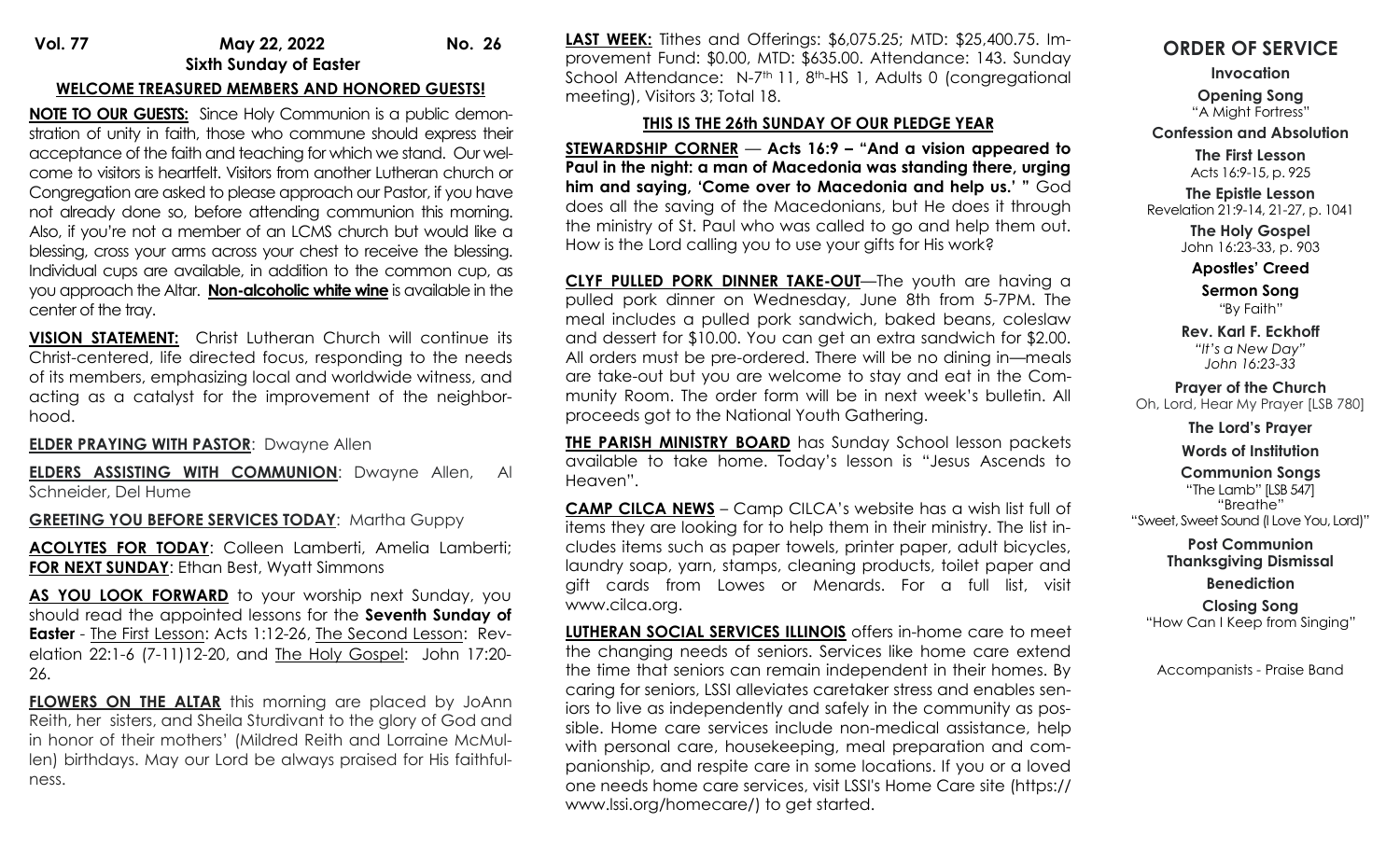**Vol. 77** **May 22, 2022** **No. 26**

**Sixth Sunday of Easter**

## WELCOME TREASURED MEMBERS AND HONORED GUESTS!

**NOTE TO OUR GUESTS:** Since Holy Communion is a public demonstration of unity in faith, those who commune should express their acceptance of the faith and teaching for which we stand. Our welcome to visitors is heartfelt. Visitors from another Lutheran church or Congregation are asked to please approach our Pastor, if you have not already done so, before attending communion this morning. Also, if you're not a member of an LCMS church but would like a blessing, cross your arms across your chest to receive the blessing. Individual cups are available, in addition to the common cup, as you approach the Altar. **Non-alcoholic white wine** is available in the center of the tray.

**VISION STATEMENT:** Christ Lutheran Church will continue its Christ-centered, life directed focus, responding to the needs of its members, emphasizing local and worldwide witness, and acting as a catalyst for the improvement of the neighborhood.

**ELDER PRAYING WITH PASTOR**: Dwayne Allen

**ELDERS ASSISTING WITH COMMUNION**: Dwayne Allen, Al Schneider, Del Hume

**GREETING YOU BEFORE SERVICES TODAY**: Martha Guppy

**ACOLYTES FOR TODAY**: Colleen Lamberti, Amelia Lamberti; **FOR NEXT SUNDAY**: Ethan Best, Wyatt Simmons

**AS YOU LOOK FORWARD** to your worship next Sunday, you should read the appointed lessons for the **Seventh Sunday of Easter** - The First Lesson: Acts 1:12-26, The Second Lesson: Revelation 22:1-6 (7-11)12-20, and The Holy Gospel: John 17:20-26.

**FLOWERS ON THE ALTAR** this morning are placed by JoAnn Reith, her sisters, and Sheila Sturdivant to the glory of God and in honor of their mothers' (Mildred Reith and Lorraine McMullen) birthdays. May our Lord be always praised for His faithfulness.

**LAST WEEK:** Tithes and Offerings: $6,075.25; MTD: $25,400.75. Improvement Fund: $0.00, MTD: $635.00. Attendance: 143. Sunday School Attendance: N-7th 11, 8th-HS 1, Adults 0 (congregational meeting), Visitors 3; Total 18.

## THIS IS THE 26th SUNDAY OF OUR PLEDGE YEAR

**STEWARDSHIP CORNER** — **Acts 16:9 – "And a vision appeared to Paul in the night: a man of Macedonia was standing there, urging him and saying, 'Come over to Macedonia and help us.' "** God does all the saving of the Macedonians, but He does it through the ministry of St. Paul who was called to go and help them out. How is the Lord calling you to use your gifts for His work?

**CLYF PULLED PORK DINNER TAKE-OUT**—The youth are having a pulled pork dinner on Wednesday, June 8th from 5-7PM. The meal includes a pulled pork sandwich, baked beans, coleslaw and dessert for $10.00. You can get an extra sandwich for $2.00. All orders must be pre-ordered. There will be no dining in—meals are take-out but you are welcome to stay and eat in the Community Room. The order form will be in next week's bulletin. All proceeds got to the National Youth Gathering.

**THE PARISH MINISTRY BOARD** has Sunday School lesson packets available to take home. Today's lesson is "Jesus Ascends to Heaven".

**CAMP CILCA NEWS** – Camp CILCA's website has a wish list full of items they are looking for to help them in their ministry. The list includes items such as paper towels, printer paper, adult bicycles, laundry soap, yarn, stamps, cleaning products, toilet paper and gift cards from Lowes or Menards. For a full list, visit www.cilca.org.

**LUTHERAN SOCIAL SERVICES ILLINOIS** offers in-home care to meet the changing needs of seniors. Services like home care extend the time that seniors can remain independent in their homes. By caring for seniors, LSSI alleviates caretaker stress and enables seniors to live as independently and safely in the community as possible. Home care services include non-medical assistance, help with personal care, housekeeping, meal preparation and companionship, and respite care in some locations. If you or a loved one needs home care services, visit LSSI's Home Care site (https://www.lssi.org/homecare/) to get started.

# ORDER OF SERVICE

**Invocation**

**Opening Song**
"A Might Fortress"

**Confession and Absolution**

**The First Lesson**
Acts 16:9-15, p. 925

**The Epistle Lesson**
Revelation 21:9-14, 21-27, p. 1041

**The Holy Gospel**
John 16:23-33, p. 903

**Apostles' Creed**

**Sermon Song**
"By Faith"

**Rev. Karl F. Eckhoff**
*"It's a New Day"*
*John 16:23-33*

**Prayer of the Church**
Oh, Lord, Hear My Prayer [LSB 780]

**The Lord's Prayer**

**Words of Institution**

**Communion Songs**
"The Lamb" [LSB 547]
"Breathe"
"Sweet, Sweet Sound (I Love You, Lord)"

**Post Communion Thanksgiving Dismissal**

**Benediction**

**Closing Song**
"How Can I Keep from Singing"

Accompanists - Praise Band